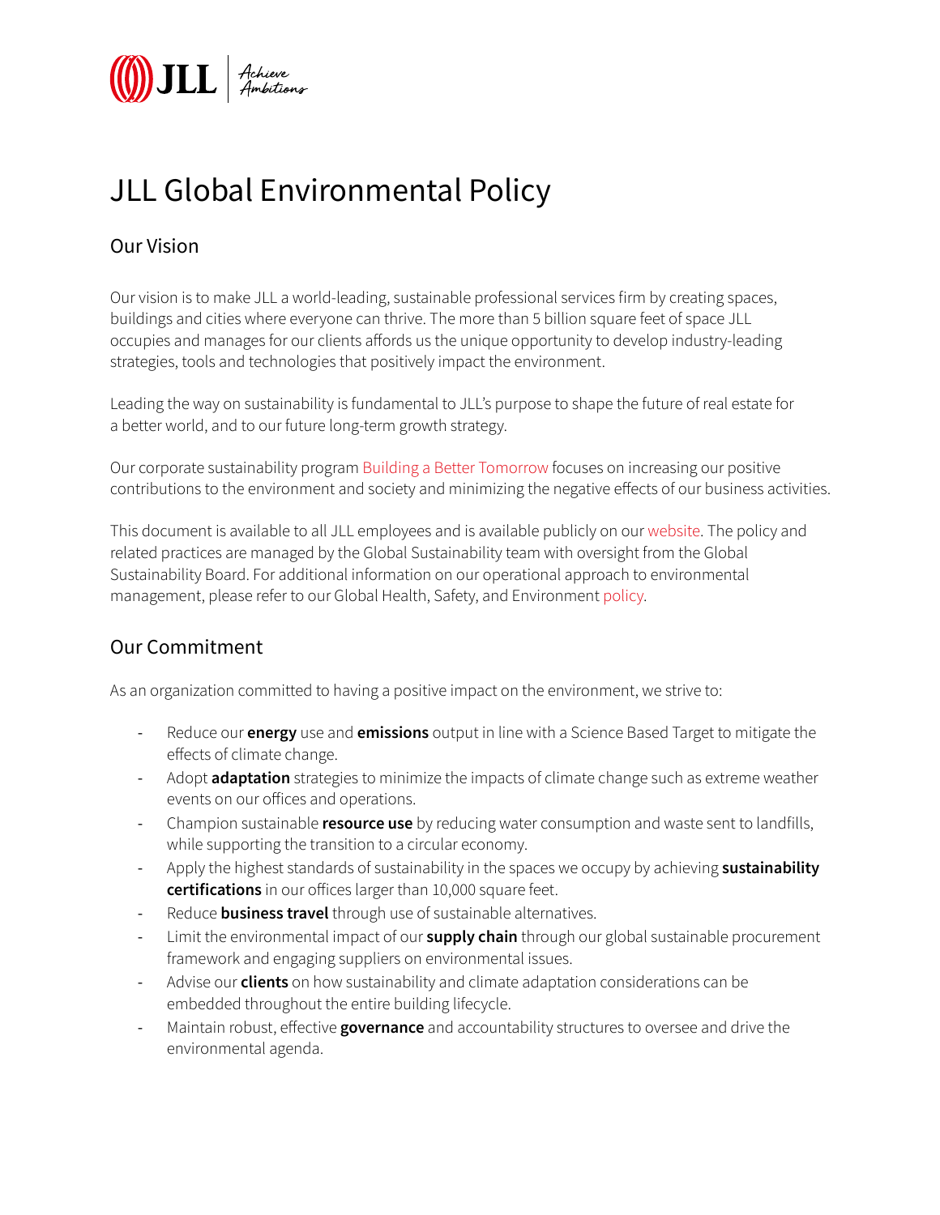# JLL Global Environmental Policy

## Our Vision

Our vision is to make JLL a world-leading, sustainable professional services firm by creating spaces, buildings and cities where everyone can thrive. The more than 5 billion square feet of space JLL occupies and manages for our clients affords us the unique opportunity to develop industry-leading strategies, tools and technologies that positively impact the environment.

Leading the way on sustainability is fundamental to JLL's purpose to shape the future of real estate for a better world, and to our future long-term growth strategy.

Our corporate sustainability program Building a Better Tomorrow focuses on increasing our positive contributions to the environment and society and minimizing the negative effects of our business activities.

This document is available to all JLL employees and is available publicly on our website. The policy and related practices are managed by the Global Sustainability team with oversight from the Global Sustainability Board. For additional information on our operational approach to environmental management, please refer to our Global Health, Safety, and Environment policy.

## Our Commitment

As an organization committed to having a positive impact on the environment, we strive to:

- Reduce our **energy** use and **emissions** output in line with a Science Based Target to mitigate the effects of climate change.
- Adopt **adaptation** strategies to minimize the impacts of climate change such as extreme weather events on our offices and operations.
- Champion sustainable **resource use** by reducing water consumption and waste sent to landfills, while supporting the transition to a circular economy.
- Apply the highest standards of sustainability in the spaces we occupy by achieving **sustainability certifications** in our offices larger than 10,000 square feet.
- Reduce **business travel** through use of sustainable alternatives.
- Limit the environmental impact of our **supply chain** through our global sustainable procurement framework and engaging suppliers on environmental issues.
- Advise our **clients** on how sustainability and climate adaptation considerations can be embedded throughout the entire building lifecycle.
- Maintain robust, effective **governance** and accountability structures to oversee and drive the environmental agenda.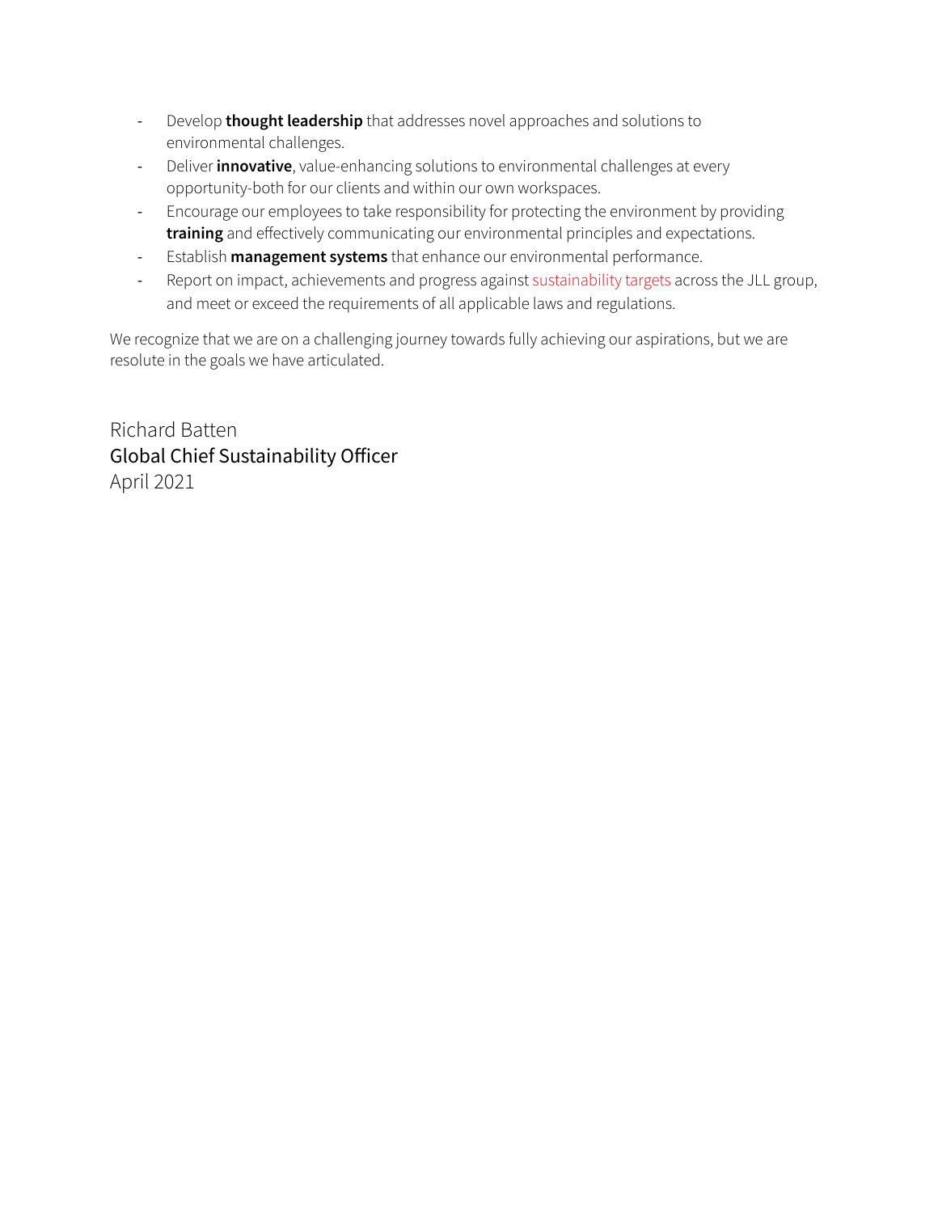- Develop **thought leadership** that addresses novel approaches and solutions to environmental challenges.
- Deliver **innovative**, value-enhancing solutions to environmental challenges at every opportunity-both for our clients and within our own workspaces.
- Encourage our employees to take responsibility for protecting the environment by providing **training** and effectively communicating our environmental principles and expectations.
- Establish **management systems** that enhance our environmental performance.
- Report on impact, achievements and progress against sustainability targets across the JLL group, and meet or exceed the requirements of all applicable laws and regulations.

We recognize that we are on a challenging journey towards fully achieving our aspirations, but we are resolute in the goals we have articulated.

Richard Batten
Global Chief Sustainability Officer
April 2021